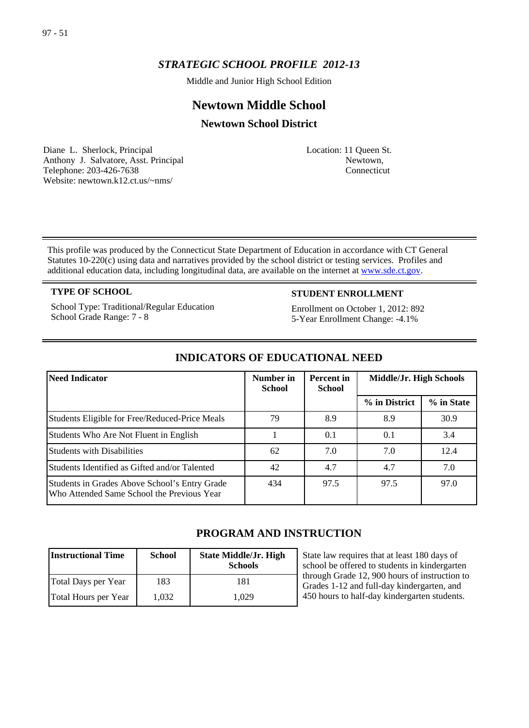*STRATEGIC SCHOOL PROFILE 2012-13*

Middle and Junior High School Edition

# Newtown Middle School

## Newtown School District

Diane L. Sherlock, Principal
Anthony J. Salvatore, Asst. Principal
Telephone: 203-426-7638
Website: newtown.k12.ct.us/~nms/

Location: 11 Queen St.
Newtown,
Connecticut

This profile was produced by the Connecticut State Department of Education in accordance with CT General Statutes 10-220(c) using data and narratives provided by the school district or testing services. Profiles and additional education data, including longitudinal data, are available on the internet at www.sde.ct.gov.

**TYPE OF SCHOOL**

School Type: Traditional/Regular Education
School Grade Range: 7 - 8

**STUDENT ENROLLMENT**

Enrollment on October 1, 2012: 892
5-Year Enrollment Change: -4.1%

## INDICATORS OF EDUCATIONAL NEED

| Need Indicator | Number in School | Percent in School | Middle/Jr. High Schools | |
|---|---|---|---|---|
| | | | % in District | % in State |
| Students Eligible for Free/Reduced-Price Meals | 79 | 8.9 | 8.9 | 30.9 |
| Students Who Are Not Fluent in English | 1 | 0.1 | 0.1 | 3.4 |
| Students with Disabilities | 62 | 7.0 | 7.0 | 12.4 |
| Students Identified as Gifted and/or Talented | 42 | 4.7 | 4.7 | 7.0 |
| Students in Grades Above School's Entry Grade Who Attended Same School the Previous Year | 434 | 97.5 | 97.5 | 97.0 |

## PROGRAM AND INSTRUCTION

| Instructional Time | School | State Middle/Jr. High Schools |
|---|---|---|
| Total Days per Year | 183 | 181 |
| Total Hours per Year | 1,032 | 1,029 |

State law requires that at least 180 days of school be offered to students in kindergarten through Grade 12, 900 hours of instruction to Grades 1-12 and full-day kindergarten, and 450 hours to half-day kindergarten students.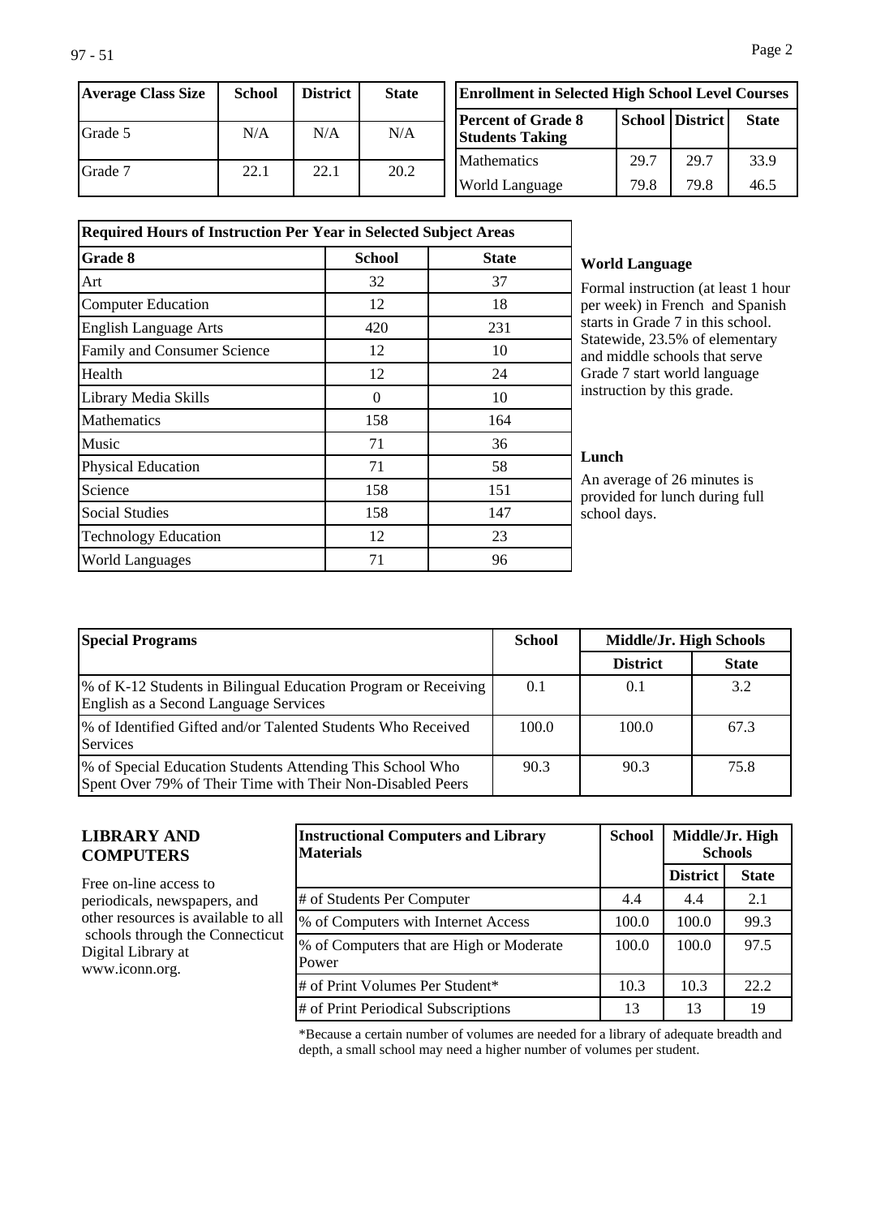| Average Class Size | School | District | State |
|---|---|---|---|
| Grade 5 | N/A | N/A | N/A |
| Grade 7 | 22.1 | 22.1 | 20.2 |

| Enrollment in Selected High School Level Courses | | | |
|---|---|---|---|
| **Percent of Grade 8 Students Taking** | **School** | **District** | **State** |
| Mathematics | 29.7 | 29.7 | 33.9 |
| World Language | 79.8 | 79.8 | 46.5 |

| Required Hours of Instruction Per Year in Selected Subject Areas | | |
|---|---|---|
| **Grade 8** | **School** | **State** |
| Art | 32 | 37 |
| Computer Education | 12 | 18 |
| English Language Arts | 420 | 231 |
| Family and Consumer Science | 12 | 10 |
| Health | 12 | 24 |
| Library Media Skills | 0 | 10 |
| Mathematics | 158 | 164 |
| Music | 71 | 36 |
| Physical Education | 71 | 58 |
| Science | 158 | 151 |
| Social Studies | 158 | 147 |
| Technology Education | 12 | 23 |
| World Languages | 71 | 96 |

**World Language**

Formal instruction (at least 1 hour per week) in French and Spanish starts in Grade 7 in this school. Statewide, 23.5% of elementary and middle schools that serve Grade 7 start world language instruction by this grade.

**Lunch**

An average of 26 minutes is provided for lunch during full school days.

| Special Programs | School | Middle/Jr. High Schools | |
|---|---|---|---|
| | | **District** | **State** |
| % of K-12 Students in Bilingual Education Program or Receiving English as a Second Language Services | 0.1 | 0.1 | 3.2 |
| % of Identified Gifted and/or Talented Students Who Received Services | 100.0 | 100.0 | 67.3 |
| % of Special Education Students Attending This School Who Spent Over 79% of Their Time with Their Non-Disabled Peers | 90.3 | 90.3 | 75.8 |

## LIBRARY AND COMPUTERS

Free on-line access to periodicals, newspapers, and other resources is available to all schools through the Connecticut Digital Library at www.iconn.org.

| Instructional Computers and Library Materials | School | Middle/Jr. High Schools | |
|---|---|---|---|
| | | **District** | **State** |
| # of Students Per Computer | 4.4 | 4.4 | 2.1 |
| % of Computers with Internet Access | 100.0 | 100.0 | 99.3 |
| % of Computers that are High or Moderate Power | 100.0 | 100.0 | 97.5 |
| # of Print Volumes Per Student* | 10.3 | 10.3 | 22.2 |
| # of Print Periodical Subscriptions | 13 | 13 | 19 |

*Because a certain number of volumes are needed for a library of adequate breadth and depth, a small school may need a higher number of volumes per student.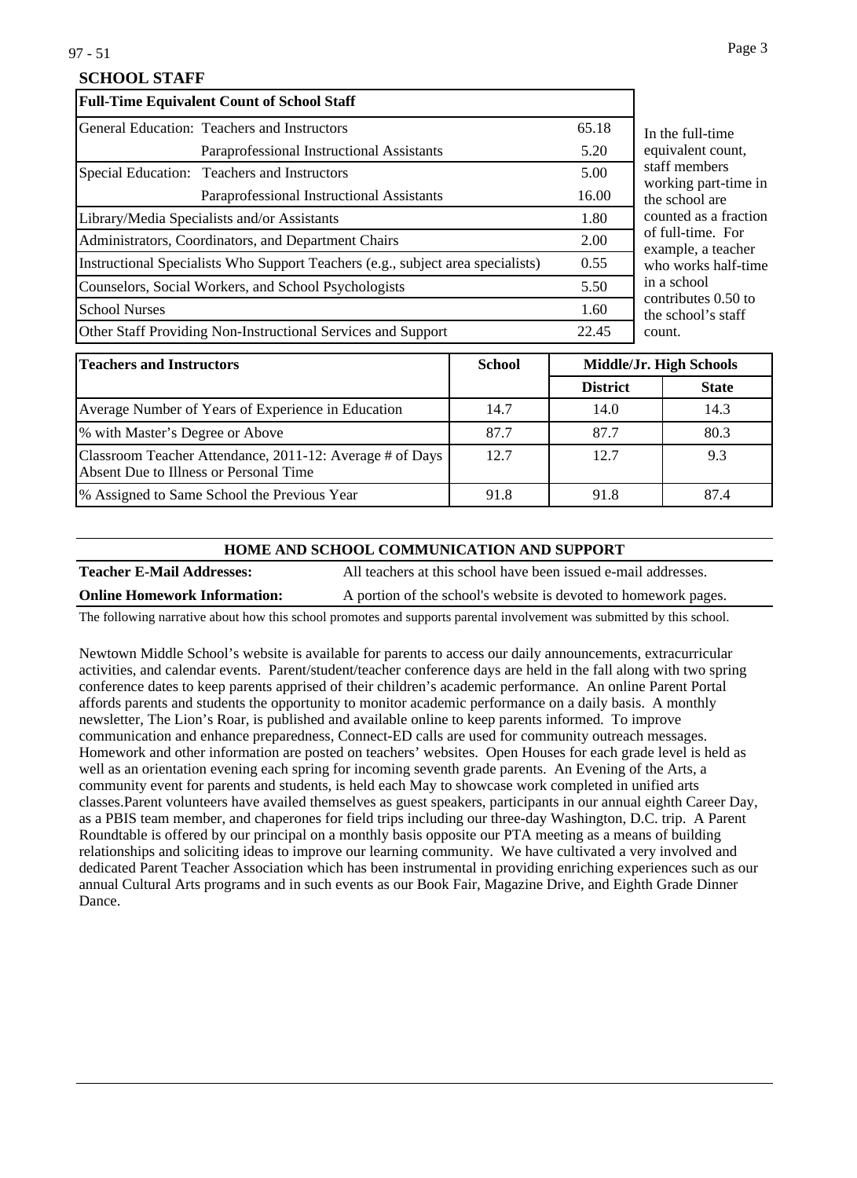## SCHOOL STAFF

| Full-Time Equivalent Count of School Staff | | |
|---|---|---|
| General Education: | Teachers and Instructors | 65.18 |
| | Paraprofessional Instructional Assistants | 5.20 |
| Special Education: | Teachers and Instructors | 5.00 |
| | Paraprofessional Instructional Assistants | 16.00 |
| Library/Media Specialists and/or Assistants | | 1.80 |
| Administrators, Coordinators, and Department Chairs | | 2.00 |
| Instructional Specialists Who Support Teachers (e.g., subject area specialists) | | 0.55 |
| Counselors, Social Workers, and School Psychologists | | 5.50 |
| School Nurses | | 1.60 |
| Other Staff Providing Non-Instructional Services and Support | | 22.45 |

In the full-time equivalent count, staff members working part-time in the school are counted as a fraction of full-time. For example, a teacher who works half-time in a school contributes 0.50 to the school's staff count.

| Teachers and Instructors | School | Middle/Jr. High Schools | |
|---|---|---|---|
| | | District | State |
| Average Number of Years of Experience in Education | 14.7 | 14.0 | 14.3 |
| % with Master's Degree or Above | 87.7 | 87.7 | 80.3 |
| Classroom Teacher Attendance, 2011-12: Average # of Days Absent Due to Illness or Personal Time | 12.7 | 12.7 | 9.3 |
| % Assigned to Same School the Previous Year | 91.8 | 91.8 | 87.4 |

## HOME AND SCHOOL COMMUNICATION AND SUPPORT

**Teacher E-Mail Addresses:** All teachers at this school have been issued e-mail addresses.

**Online Homework Information:** A portion of the school's website is devoted to homework pages.

The following narrative about how this school promotes and supports parental involvement was submitted by this school.

Newtown Middle School's website is available for parents to access our daily announcements, extracurricular activities, and calendar events. Parent/student/teacher conference days are held in the fall along with two spring conference dates to keep parents apprised of their children's academic performance. An online Parent Portal affords parents and students the opportunity to monitor academic performance on a daily basis. A monthly newsletter, The Lion's Roar, is published and available online to keep parents informed. To improve communication and enhance preparedness, Connect-ED calls are used for community outreach messages. Homework and other information are posted on teachers' websites. Open Houses for each grade level is held as well as an orientation evening each spring for incoming seventh grade parents. An Evening of the Arts, a community event for parents and students, is held each May to showcase work completed in unified arts classes.Parent volunteers have availed themselves as guest speakers, participants in our annual eighth Career Day, as a PBIS team member, and chaperones for field trips including our three-day Washington, D.C. trip. A Parent Roundtable is offered by our principal on a monthly basis opposite our PTA meeting as a means of building relationships and soliciting ideas to improve our learning community. We have cultivated a very involved and dedicated Parent Teacher Association which has been instrumental in providing enriching experiences such as our annual Cultural Arts programs and in such events as our Book Fair, Magazine Drive, and Eighth Grade Dinner Dance.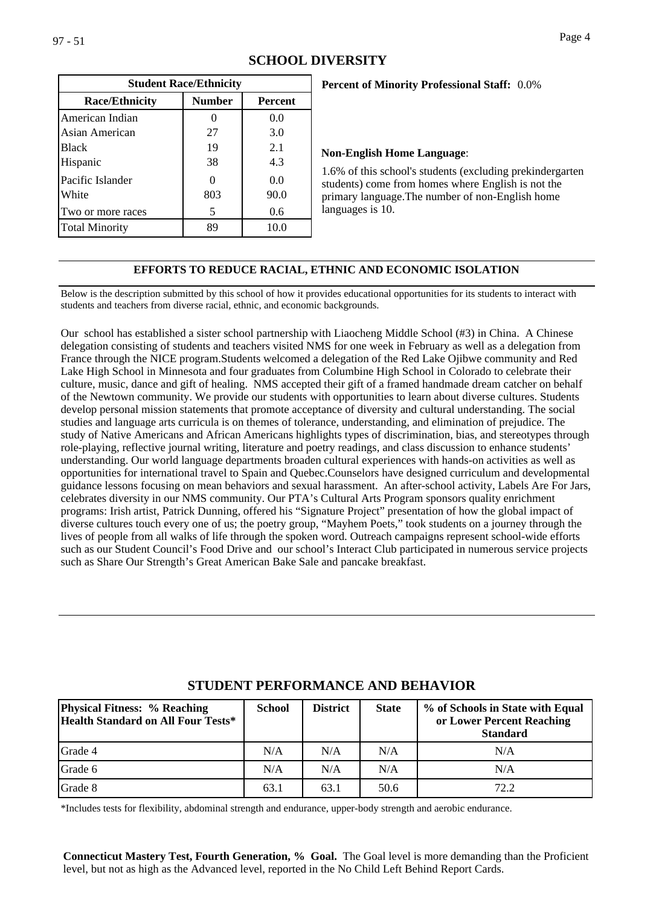## SCHOOL DIVERSITY

| Student Race/Ethnicity | | |
|---|---|---|
| **Race/Ethnicity** | **Number** | **Percent** |
| American Indian | 0 | 0.0 |
| Asian American | 27 | 3.0 |
| Black | 19 | 2.1 |
| Hispanic | 38 | 4.3 |
| Pacific Islander | 0 | 0.0 |
| White | 803 | 90.0 |
| Two or more races | 5 | 0.6 |
| Total Minority | 89 | 10.0 |

**Percent of Minority Professional Staff:** 0.0%

**Non-English Home Language**:

1.6% of this school's students (excluding prekindergarten students) come from homes where English is not the primary language.The number of non-English home languages is 10.

### EFFORTS TO REDUCE RACIAL, ETHNIC AND ECONOMIC ISOLATION

Below is the description submitted by this school of how it provides educational opportunities for its students to interact with students and teachers from diverse racial, ethnic, and economic backgrounds.

Our school has established a sister school partnership with Liaocheng Middle School (#3) in China. A Chinese delegation consisting of students and teachers visited NMS for one week in February as well as a delegation from France through the NICE program.Students welcomed a delegation of the Red Lake Ojibwe community and Red Lake High School in Minnesota and four graduates from Columbine High School in Colorado to celebrate their culture, music, dance and gift of healing. NMS accepted their gift of a framed handmade dream catcher on behalf of the Newtown community. We provide our students with opportunities to learn about diverse cultures. Students develop personal mission statements that promote acceptance of diversity and cultural understanding. The social studies and language arts curricula is on themes of tolerance, understanding, and elimination of prejudice. The study of Native Americans and African Americans highlights types of discrimination, bias, and stereotypes through role-playing, reflective journal writing, literature and poetry readings, and class discussion to enhance students' understanding. Our world language departments broaden cultural experiences with hands-on activities as well as opportunities for international travel to Spain and Quebec.Counselors have designed curriculum and developmental guidance lessons focusing on mean behaviors and sexual harassment. An after-school activity, Labels Are For Jars, celebrates diversity in our NMS community. Our PTA's Cultural Arts Program sponsors quality enrichment programs: Irish artist, Patrick Dunning, offered his "Signature Project" presentation of how the global impact of diverse cultures touch every one of us; the poetry group, "Mayhem Poets," took students on a journey through the lives of people from all walks of life through the spoken word. Outreach campaigns represent school-wide efforts such as our Student Council's Food Drive and our school's Interact Club participated in numerous service projects such as Share Our Strength's Great American Bake Sale and pancake breakfast.

## STUDENT PERFORMANCE AND BEHAVIOR

| Physical Fitness: % Reaching Health Standard on All Four Tests* | School | District | State | % of Schools in State with Equal or Lower Percent Reaching Standard |
|---|---|---|---|---|
| Grade 4 | N/A | N/A | N/A | N/A |
| Grade 6 | N/A | N/A | N/A | N/A |
| Grade 8 | 63.1 | 63.1 | 50.6 | 72.2 |

*Includes tests for flexibility, abdominal strength and endurance, upper-body strength and aerobic endurance.

**Connecticut Mastery Test, Fourth Generation, % Goal.** The Goal level is more demanding than the Proficient level, but not as high as the Advanced level, reported in the No Child Left Behind Report Cards.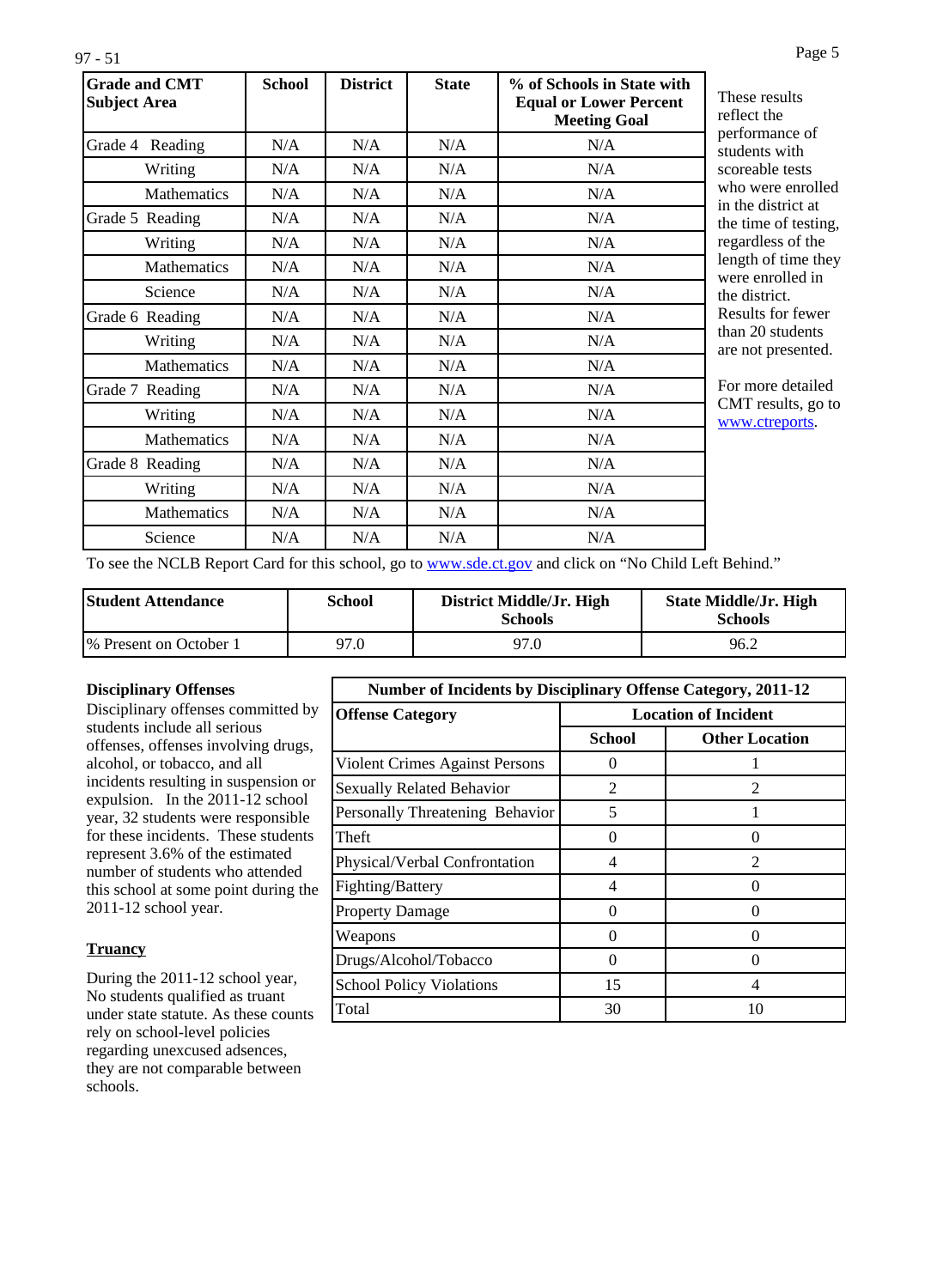| Grade and CMT Subject Area | School | District | State | % of Schools in State with Equal or Lower Percent Meeting Goal |
|---|---|---|---|---|
| Grade 4 Reading | N/A | N/A | N/A | N/A |
| Writing | N/A | N/A | N/A | N/A |
| Mathematics | N/A | N/A | N/A | N/A |
| Grade 5 Reading | N/A | N/A | N/A | N/A |
| Writing | N/A | N/A | N/A | N/A |
| Mathematics | N/A | N/A | N/A | N/A |
| Science | N/A | N/A | N/A | N/A |
| Grade 6 Reading | N/A | N/A | N/A | N/A |
| Writing | N/A | N/A | N/A | N/A |
| Mathematics | N/A | N/A | N/A | N/A |
| Grade 7 Reading | N/A | N/A | N/A | N/A |
| Writing | N/A | N/A | N/A | N/A |
| Mathematics | N/A | N/A | N/A | N/A |
| Grade 8 Reading | N/A | N/A | N/A | N/A |
| Writing | N/A | N/A | N/A | N/A |
| Mathematics | N/A | N/A | N/A | N/A |
| Science | N/A | N/A | N/A | N/A |

These results reflect the performance of students with scoreable tests who were enrolled in the district at the time of testing, regardless of the length of time they were enrolled in the district. Results for fewer than 20 students are not presented.

For more detailed CMT results, go to www.ctreports.

To see the NCLB Report Card for this school, go to www.sde.ct.gov and click on "No Child Left Behind."

| Student Attendance | School | District Middle/Jr. High Schools | State Middle/Jr. High Schools |
|---|---|---|---|
| % Present on October 1 | 97.0 | 97.0 | 96.2 |

**Disciplinary Offenses**

Disciplinary offenses committed by students include all serious offenses, offenses involving drugs, alcohol, or tobacco, and all incidents resulting in suspension or expulsion. In the 2011-12 school year, 32 students were responsible for these incidents. These students represent 3.6% of the estimated number of students who attended this school at some point during the 2011-12 school year.

**Number of Incidents by Disciplinary Offense Category, 2011-12**

| Offense Category | Location of Incident | |
|---|---|---|
| | School | Other Location |
| Violent Crimes Against Persons | 0 | 1 |
| Sexually Related Behavior | 2 | 2 |
| Personally Threatening Behavior | 5 | 1 |
| Theft | 0 | 0 |
| Physical/Verbal Confrontation | 4 | 2 |
| Fighting/Battery | 4 | 0 |
| Property Damage | 0 | 0 |
| Weapons | 0 | 0 |
| Drugs/Alcohol/Tobacco | 0 | 0 |
| School Policy Violations | 15 | 4 |
| Total | 30 | 10 |

**Truancy**

During the 2011-12 school year, No students qualified as truant under state statute. As these counts rely on school-level policies regarding unexcused adsences, they are not comparable between schools.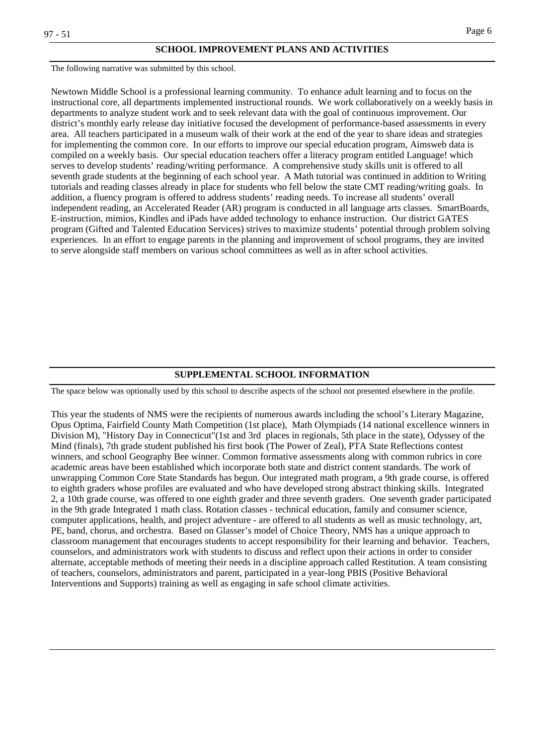## SCHOOL IMPROVEMENT PLANS AND ACTIVITIES

The following narrative was submitted by this school.

Newtown Middle School is a professional learning community. To enhance adult learning and to focus on the instructional core, all departments implemented instructional rounds. We work collaboratively on a weekly basis in departments to analyze student work and to seek relevant data with the goal of continuous improvement. Our district's monthly early release day initiative focused the development of performance-based assessments in every area. All teachers participated in a museum walk of their work at the end of the year to share ideas and strategies for implementing the common core. In our efforts to improve our special education program, Aimsweb data is compiled on a weekly basis. Our special education teachers offer a literacy program entitled Language! which serves to develop students' reading/writing performance. A comprehensive study skills unit is offered to all seventh grade students at the beginning of each school year. A Math tutorial was continued in addition to Writing tutorials and reading classes already in place for students who fell below the state CMT reading/writing goals. In addition, a fluency program is offered to address students' reading needs. To increase all students' overall independent reading, an Accelerated Reader (AR) program is conducted in all language arts classes. SmartBoards, E-instruction, mimios, Kindles and iPads have added technology to enhance instruction. Our district GATES program (Gifted and Talented Education Services) strives to maximize students' potential through problem solving experiences. In an effort to engage parents in the planning and improvement of school programs, they are invited to serve alongside staff members on various school committees as well as in after school activities.

## SUPPLEMENTAL SCHOOL INFORMATION

The space below was optionally used by this school to describe aspects of the school not presented elsewhere in the profile.

This year the students of NMS were the recipients of numerous awards including the school's Literary Magazine, Opus Optima, Fairfield County Math Competition (1st place), Math Olympiads (14 national excellence winners in Division M), "History Day in Connecticut"(1st and 3rd places in regionals, 5th place in the state), Odyssey of the Mind (finals), 7th grade student published his first book (The Power of Zeal), PTA State Reflections contest winners, and school Geography Bee winner. Common formative assessments along with common rubrics in core academic areas have been established which incorporate both state and district content standards. The work of unwrapping Common Core State Standards has begun. Our integrated math program, a 9th grade course, is offered to eighth graders whose profiles are evaluated and who have developed strong abstract thinking skills. Integrated 2, a 10th grade course, was offered to one eighth grader and three seventh graders. One seventh grader participated in the 9th grade Integrated 1 math class. Rotation classes - technical education, family and consumer science, computer applications, health, and project adventure - are offered to all students as well as music technology, art, PE, band, chorus, and orchestra. Based on Glasser's model of Choice Theory, NMS has a unique approach to classroom management that encourages students to accept responsibility for their learning and behavior. Teachers, counselors, and administrators work with students to discuss and reflect upon their actions in order to consider alternate, acceptable methods of meeting their needs in a discipline approach called Restitution. A team consisting of teachers, counselors, administrators and parent, participated in a year-long PBIS (Positive Behavioral Interventions and Supports) training as well as engaging in safe school climate activities.